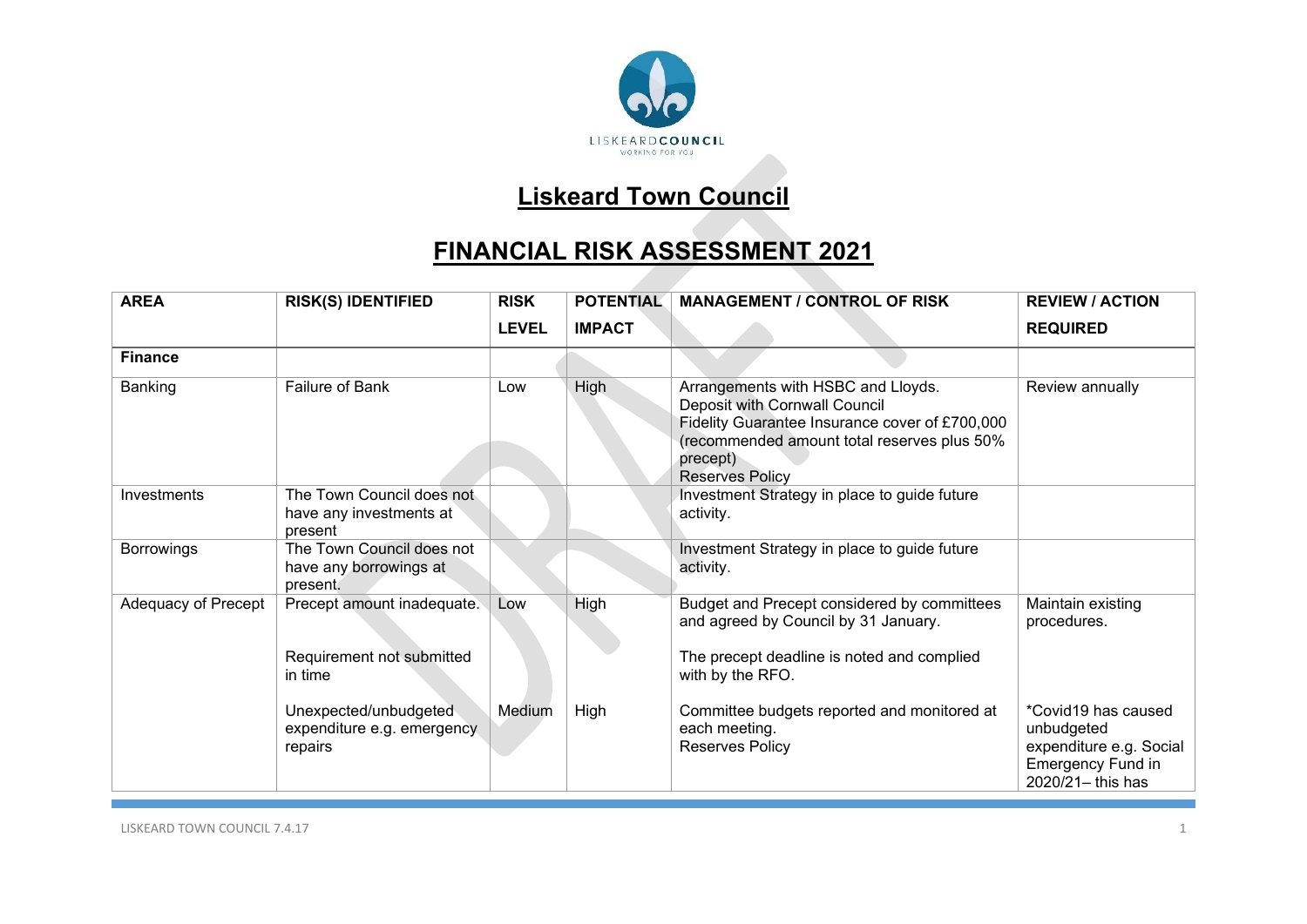# Liskeard Town Council

## FINANCIAL RISK ASSESSMENT 2021

| AREA | RISK(S) IDENTIFIED | RISK LEVEL | POTENTIAL IMPACT | MANAGEMENT / CONTROL OF RISK | REVIEW / ACTION REQUIRED |
|---|---|---|---|---|---|
| **Finance** | | | | | |
| Banking | Failure of Bank | Low | High | Arrangements with HSBC and Lloyds.<br>Deposit with Cornwall Council<br>Fidelity Guarantee Insurance cover of £700,000 (recommended amount total reserves plus 50% precept)<br>Reserves Policy | Review annually |
| Investments | The Town Council does not have any investments at present | | | Investment Strategy in place to guide future activity. | |
| Borrowings | The Town Council does not have any borrowings at present. | | | Investment Strategy in place to guide future activity. | |
| Adequacy of Precept | Precept amount inadequate.<br><br>Requirement not submitted in time | Low | High | Budget and Precept considered by committees and agreed by Council by 31 January.<br><br>The precept deadline is noted and complied with by the RFO. | Maintain existing procedures. |
| | Unexpected/unbudgeted expenditure e.g. emergency repairs | Medium | High | Committee budgets reported and monitored at each meeting.<br>Reserves Policy | *Covid19 has caused unbudgeted expenditure e.g. Social Emergency Fund in 2020/21– this has |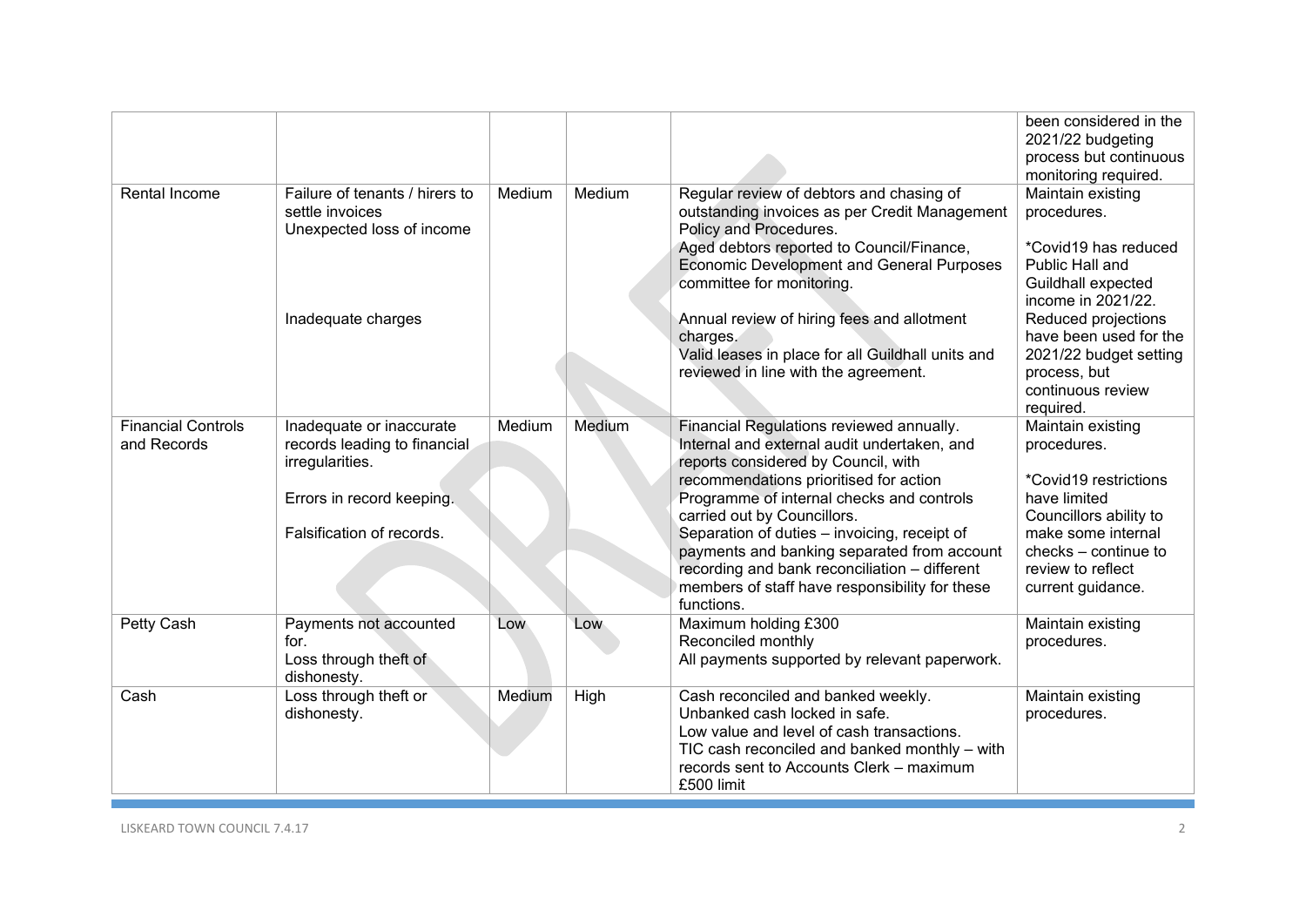| | | | | | |
|---|---|---|---|---|---|
| | | | | | been considered in the 2021/22 budgeting process but continuous monitoring required. |
| Rental Income | Failure of tenants / hirers to settle invoices<br>Unexpected loss of income<br><br>Inadequate charges | Medium | Medium | Regular review of debtors and chasing of outstanding invoices as per Credit Management Policy and Procedures.<br>Aged debtors reported to Council/Finance, Economic Development and General Purposes committee for monitoring.<br><br>Annual review of hiring fees and allotment charges.<br>Valid leases in place for all Guildhall units and reviewed in line with the agreement. | Maintain existing procedures.<br><br>*Covid19 has reduced Public Hall and Guildhall expected income in 2021/22. Reduced projections have been used for the 2021/22 budget setting process, but continuous review required. |
| Financial Controls and Records | Inadequate or inaccurate records leading to financial irregularities.<br><br>Errors in record keeping.<br><br>Falsification of records. | Medium | Medium | Financial Regulations reviewed annually.<br>Internal and external audit undertaken, and reports considered by Council, with recommendations prioritised for action<br>Programme of internal checks and controls carried out by Councillors.<br>Separation of duties – invoicing, receipt of payments and banking separated from account recording and bank reconciliation – different members of staff have responsibility for these functions. | Maintain existing procedures.<br><br>*Covid19 restrictions have limited Councillors ability to make some internal checks – continue to review to reflect current guidance. |
| Petty Cash | Payments not accounted for.<br>Loss through theft of dishonesty. | Low | Low | Maximum holding £300<br>Reconciled monthly<br>All payments supported by relevant paperwork. | Maintain existing procedures. |
| Cash | Loss through theft or dishonesty. | Medium | High | Cash reconciled and banked weekly.<br>Unbanked cash locked in safe.<br>Low value and level of cash transactions.<br>TIC cash reconciled and banked monthly – with records sent to Accounts Clerk – maximum £500 limit | Maintain existing procedures. |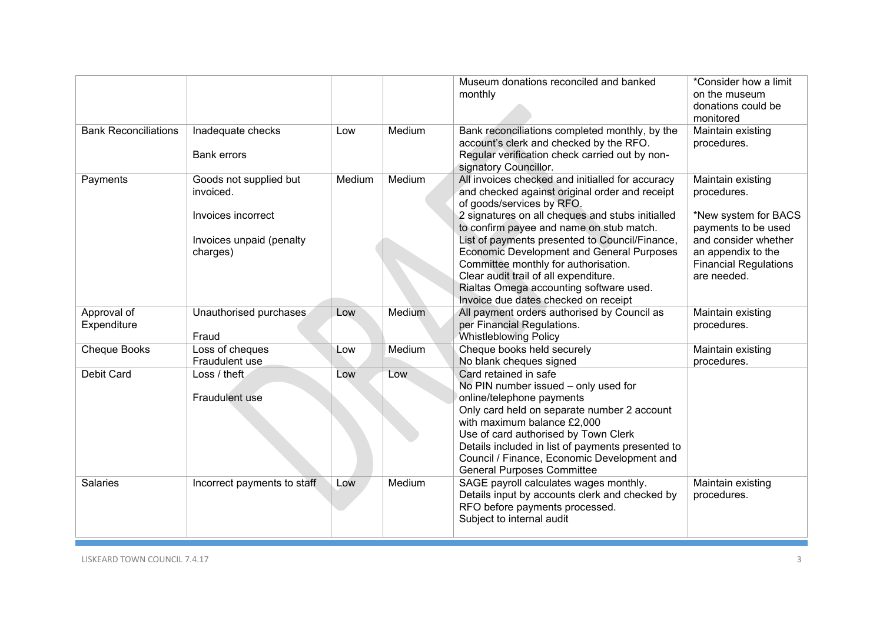| | | | | | |
|---|---|---|---|---|---|
| | | | | Museum donations reconciled and banked monthly | *Consider how a limit on the museum donations could be monitored |
| Bank Reconciliations | Inadequate checks<br><br>Bank errors | Low | Medium | Bank reconciliations completed monthly, by the account's clerk and checked by the RFO.<br>Regular verification check carried out by non-signatory Councillor. | Maintain existing procedures. |
| Payments | Goods not supplied but invoiced.<br><br>Invoices incorrect<br><br>Invoices unpaid (penalty charges) | Medium | Medium | All invoices checked and initialled for accuracy and checked against original order and receipt of goods/services by RFO.<br>2 signatures on all cheques and stubs initialled to confirm payee and name on stub match.<br>List of payments presented to Council/Finance, Economic Development and General Purposes Committee monthly for authorisation.<br>Clear audit trail of all expenditure.<br>Rialtas Omega accounting software used.<br>Invoice due dates checked on receipt | Maintain existing procedures.<br><br>*New system for BACS payments to be used and consider whether an appendix to the Financial Regulations are needed. |
| Approval of Expenditure | Unauthorised purchases<br><br>Fraud | Low | Medium | All payment orders authorised by Council as per Financial Regulations.<br>Whistleblowing Policy | Maintain existing procedures. |
| Cheque Books | Loss of cheques<br>Fraudulent use | Low | Medium | Cheque books held securely<br>No blank cheques signed | Maintain existing procedures. |
| Debit Card | Loss / theft<br><br>Fraudulent use | Low | Low | Card retained in safe<br>No PIN number issued – only used for online/telephone payments<br>Only card held on separate number 2 account with maximum balance £2,000<br>Use of card authorised by Town Clerk<br>Details included in list of payments presented to Council / Finance, Economic Development and General Purposes Committee | |
| Salaries | Incorrect payments to staff | Low | Medium | SAGE payroll calculates wages monthly.<br>Details input by accounts clerk and checked by RFO before payments processed.<br>Subject to internal audit | Maintain existing procedures. |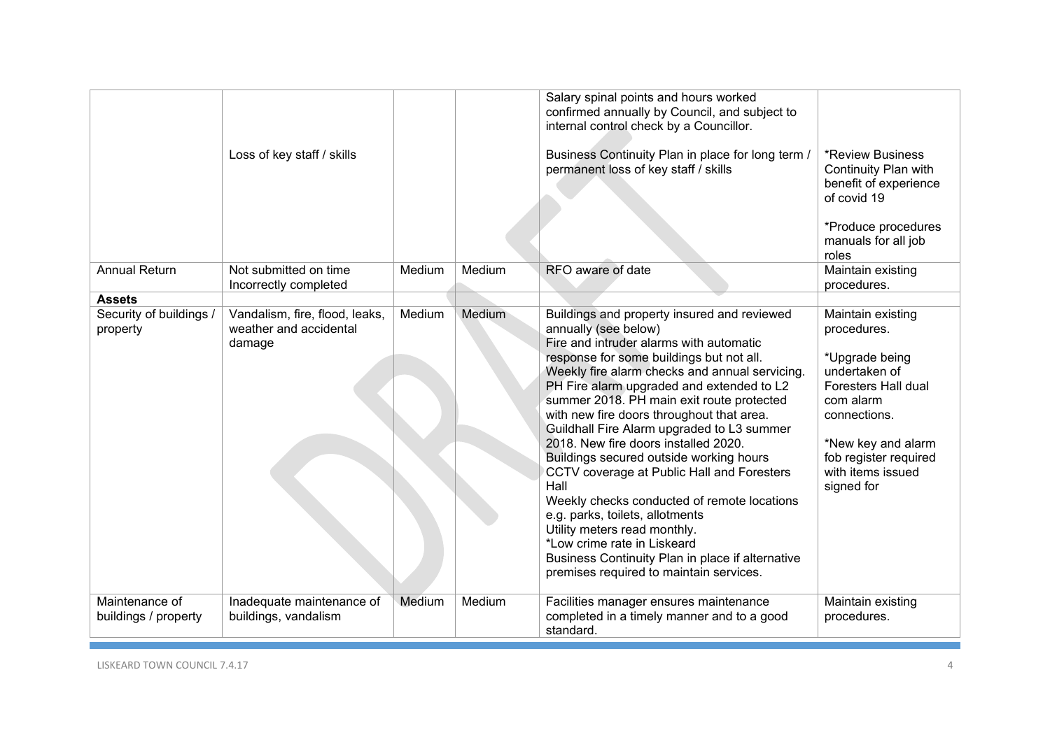| | | | | | |
|---|---|---|---|---|---|
| | | | | Salary spinal points and hours worked confirmed annually by Council, and subject to internal control check by a Councillor. | |
| | Loss of key staff / skills | | | Business Continuity Plan in place for long term / permanent loss of key staff / skills | *Review Business Continuity Plan with benefit of experience of covid 19<br><br>*Produce procedures manuals for all job roles |
| Annual Return | Not submitted on time<br>Incorrectly completed | Medium | Medium | RFO aware of date | Maintain existing procedures. |
| **Assets** | | | | | |
| Security of buildings / property | Vandalism, fire, flood, leaks, weather and accidental damage | Medium | Medium | Buildings and property insured and reviewed annually (see below)<br>Fire and intruder alarms with automatic response for some buildings but not all.<br>Weekly fire alarm checks and annual servicing.<br>PH Fire alarm upgraded and extended to L2 summer 2018. PH main exit route protected with new fire doors throughout that area.<br>Guildhall Fire Alarm upgraded to L3 summer 2018. New fire doors installed 2020.<br>Buildings secured outside working hours<br>CCTV coverage at Public Hall and Foresters Hall<br>Weekly checks conducted of remote locations e.g. parks, toilets, allotments<br>Utility meters read monthly.<br>*Low crime rate in Liskeard<br>Business Continuity Plan in place if alternative premises required to maintain services. | Maintain existing procedures.<br><br>*Upgrade being undertaken of Foresters Hall dual com alarm connections.<br><br>*New key and alarm fob register required with items issued signed for |
| Maintenance of buildings / property | Inadequate maintenance of buildings, vandalism | Medium | Medium | Facilities manager ensures maintenance completed in a timely manner and to a good standard. | Maintain existing procedures. |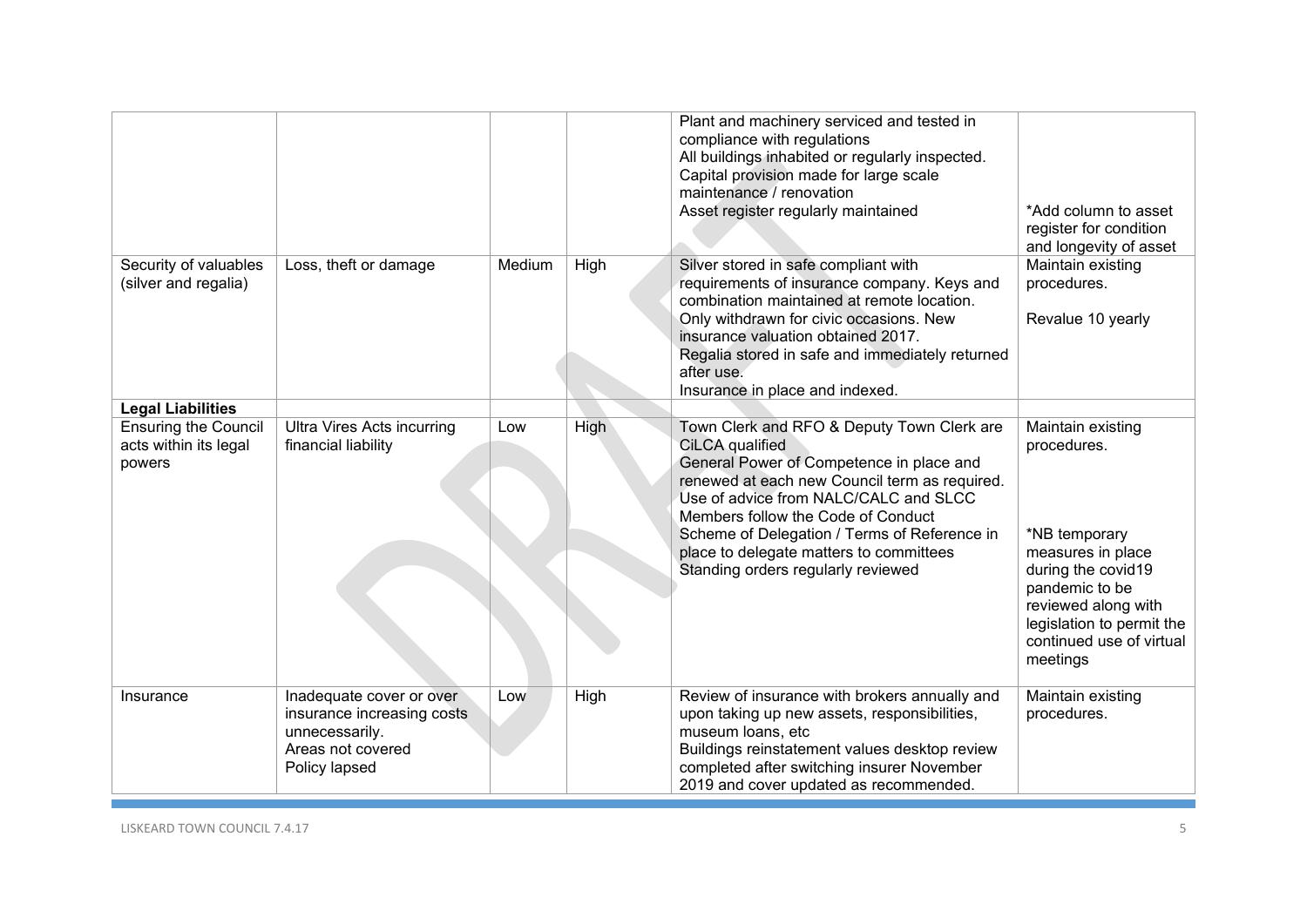| | | | | | |
|---|---|---|---|---|---|
| | | | | Plant and machinery serviced and tested in compliance with regulations<br>All buildings inhabited or regularly inspected.<br>Capital provision made for large scale maintenance / renovation<br>Asset register regularly maintained | *Add column to asset register for condition and longevity of asset |
| Security of valuables (silver and regalia) | Loss, theft or damage | Medium | High | Silver stored in safe compliant with requirements of insurance company. Keys and combination maintained at remote location. Only withdrawn for civic occasions. New insurance valuation obtained 2017.<br>Regalia stored in safe and immediately returned after use.<br>Insurance in place and indexed. | Maintain existing procedures.<br><br>Revalue 10 yearly |
| **Legal Liabilities** | | | | | |
| Ensuring the Council acts within its legal powers | Ultra Vires Acts incurring financial liability | Low | High | Town Clerk and RFO & Deputy Town Clerk are CiLCA qualified<br>General Power of Competence in place and renewed at each new Council term as required.<br>Use of advice from NALC/CALC and SLCC<br>Members follow the Code of Conduct<br>Scheme of Delegation / Terms of Reference in place to delegate matters to committees<br>Standing orders regularly reviewed | Maintain existing procedures.<br><br>*NB temporary measures in place during the covid19 pandemic to be reviewed along with legislation to permit the continued use of virtual meetings |
| Insurance | Inadequate cover or over insurance increasing costs unnecessarily.<br>Areas not covered<br>Policy lapsed | Low | High | Review of insurance with brokers annually and upon taking up new assets, responsibilities, museum loans, etc<br>Buildings reinstatement values desktop review completed after switching insurer November 2019 and cover updated as recommended. | Maintain existing procedures. |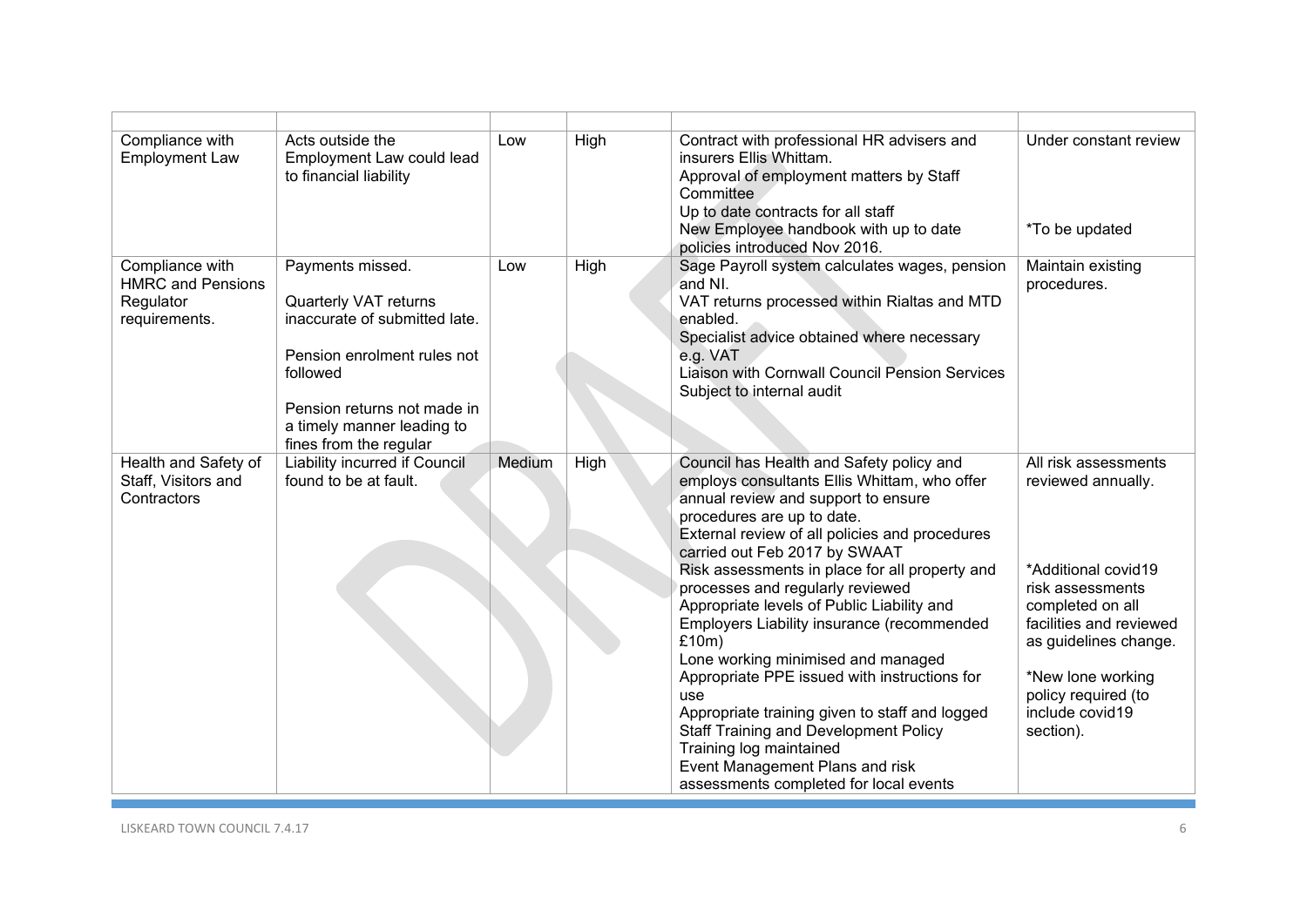| | | | | | |
|---|---|---|---|---|---|
| Compliance with Employment Law | Acts outside the Employment Law could lead to financial liability | Low | High | Contract with professional HR advisers and insurers Ellis Whittam.<br>Approval of employment matters by Staff Committee<br>Up to date contracts for all staff<br>New Employee handbook with up to date policies introduced Nov 2016. | Under constant review<br><br><br><br>*To be updated |
| Compliance with HMRC and Pensions Regulator requirements. | Payments missed.<br><br>Quarterly VAT returns inaccurate of submitted late.<br><br>Pension enrolment rules not followed<br><br>Pension returns not made in a timely manner leading to fines from the regular | Low | High | Sage Payroll system calculates wages, pension and NI.<br>VAT returns processed within Rialtas and MTD enabled.<br>Specialist advice obtained where necessary e.g. VAT<br>Liaison with Cornwall Council Pension Services<br>Subject to internal audit | Maintain existing procedures. |
| Health and Safety of Staff, Visitors and Contractors | Liability incurred if Council found to be at fault. | Medium | High | Council has Health and Safety policy and employs consultants Ellis Whittam, who offer annual review and support to ensure procedures are up to date.<br>External review of all policies and procedures carried out Feb 2017 by SWAAT<br>Risk assessments in place for all property and processes and regularly reviewed<br>Appropriate levels of Public Liability and Employers Liability insurance (recommended £10m)<br>Lone working minimised and managed<br>Appropriate PPE issued with instructions for use<br>Appropriate training given to staff and logged<br>Staff Training and Development Policy<br>Training log maintained<br>Event Management Plans and risk assessments completed for local events | All risk assessments reviewed annually.<br><br><br>*Additional covid19 risk assessments completed on all facilities and reviewed as guidelines change.<br><br>*New lone working policy required (to include covid19 section). |

LISKEARD TOWN COUNCIL 7.4.17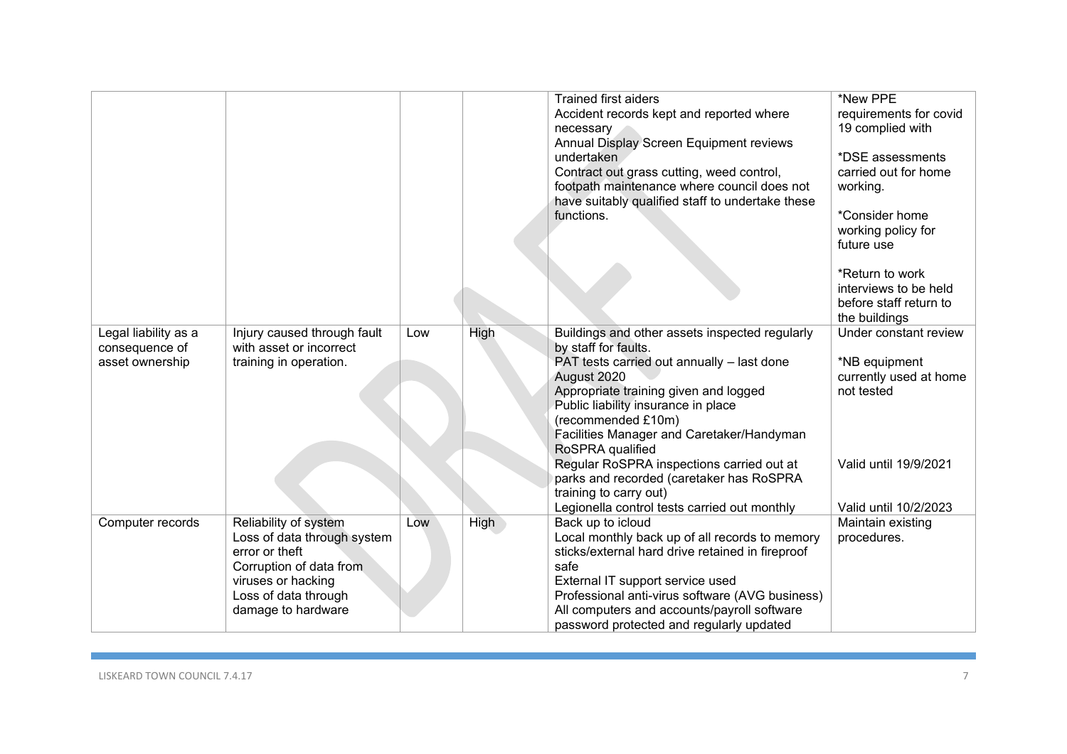| | | | | | |
|---|---|---|---|---|---|
| | | | | Trained first aiders<br>Accident records kept and reported where necessary<br>Annual Display Screen Equipment reviews undertaken<br>Contract out grass cutting, weed control, footpath maintenance where council does not have suitably qualified staff to undertake these functions. | *New PPE requirements for covid 19 complied with<br><br>*DSE assessments carried out for home working.<br><br>*Consider home working policy for future use<br><br>*Return to work interviews to be held before staff return to the buildings |
| Legal liability as a consequence of asset ownership | Injury caused through fault with asset or incorrect training in operation. | Low | High | Buildings and other assets inspected regularly by staff for faults.<br>PAT tests carried out annually – last done August 2020<br>Appropriate training given and logged<br>Public liability insurance in place (recommended £10m)<br>Facilities Manager and Caretaker/Handyman RoSPRA qualified<br>Regular RoSPRA inspections carried out at parks and recorded (caretaker has RoSPRA training to carry out)<br>Legionella control tests carried out monthly | Under constant review<br><br>*NB equipment currently used at home not tested<br><br>Valid until 19/9/2021<br><br>Valid until 10/2/2023 |
| Computer records | Reliability of system<br>Loss of data through system error or theft<br>Corruption of data from viruses or hacking<br>Loss of data through damage to hardware | Low | High | Back up to icloud<br>Local monthly back up of all records to memory sticks/external hard drive retained in fireproof safe<br>External IT support service used<br>Professional anti-virus software (AVG business)<br>All computers and accounts/payroll software password protected and regularly updated | Maintain existing procedures. |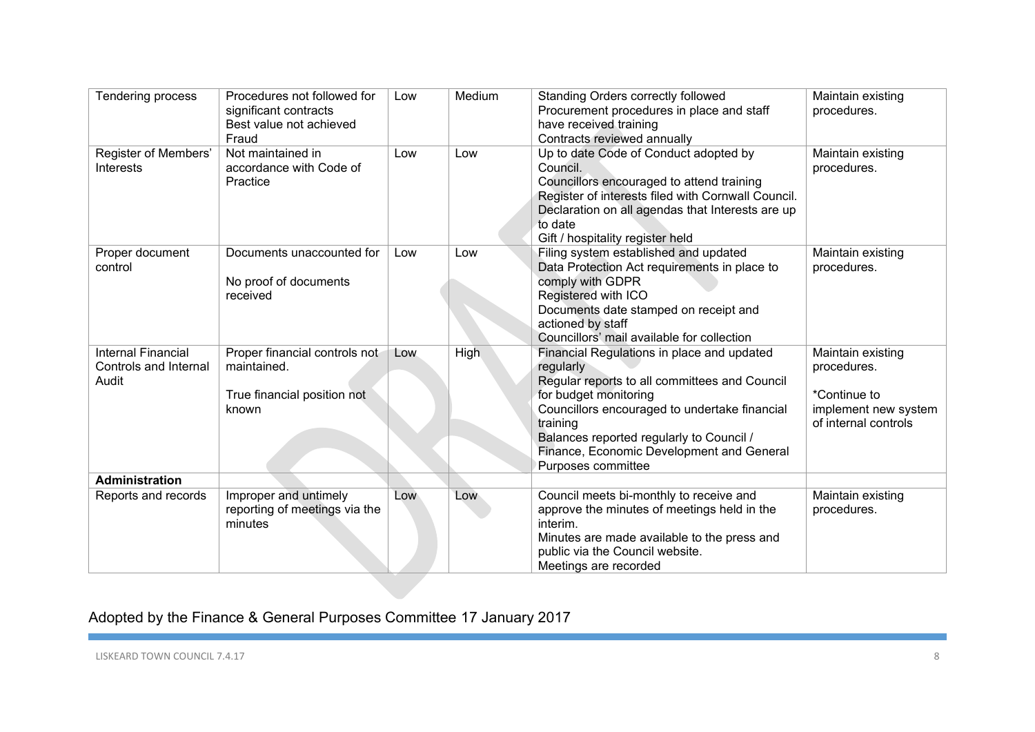| | | | | | |
|---|---|---|---|---|---|
| Tendering process | Procedures not followed for significant contracts<br>Best value not achieved<br>Fraud | Low | Medium | Standing Orders correctly followed<br>Procurement procedures in place and staff have received training<br>Contracts reviewed annually | Maintain existing procedures. |
| Register of Members' Interests | Not maintained in accordance with Code of Practice | Low | Low | Up to date Code of Conduct adopted by Council.<br>Councillors encouraged to attend training<br>Register of interests filed with Cornwall Council.<br>Declaration on all agendas that Interests are up to date<br>Gift / hospitality register held | Maintain existing procedures. |
| Proper document control | Documents unaccounted for<br><br>No proof of documents received | Low | Low | Filing system established and updated<br>Data Protection Act requirements in place to comply with GDPR<br>Registered with ICO<br>Documents date stamped on receipt and actioned by staff<br>Councillors' mail available for collection | Maintain existing procedures. |
| Internal Financial Controls and Internal Audit | Proper financial controls not maintained.<br><br>True financial position not known | Low | High | Financial Regulations in place and updated regularly<br>Regular reports to all committees and Council for budget monitoring<br>Councillors encouraged to undertake financial training<br>Balances reported regularly to Council / Finance, Economic Development and General Purposes committee | Maintain existing procedures.<br><br>*Continue to implement new system of internal controls |
| **Administration** | | | | | |
| Reports and records | Improper and untimely reporting of meetings via the minutes | Low | Low | Council meets bi-monthly to receive and approve the minutes of meetings held in the interim.<br>Minutes are made available to the press and public via the Council website.<br>Meetings are recorded | Maintain existing procedures. |

Adopted by the Finance & General Purposes Committee 17 January 2017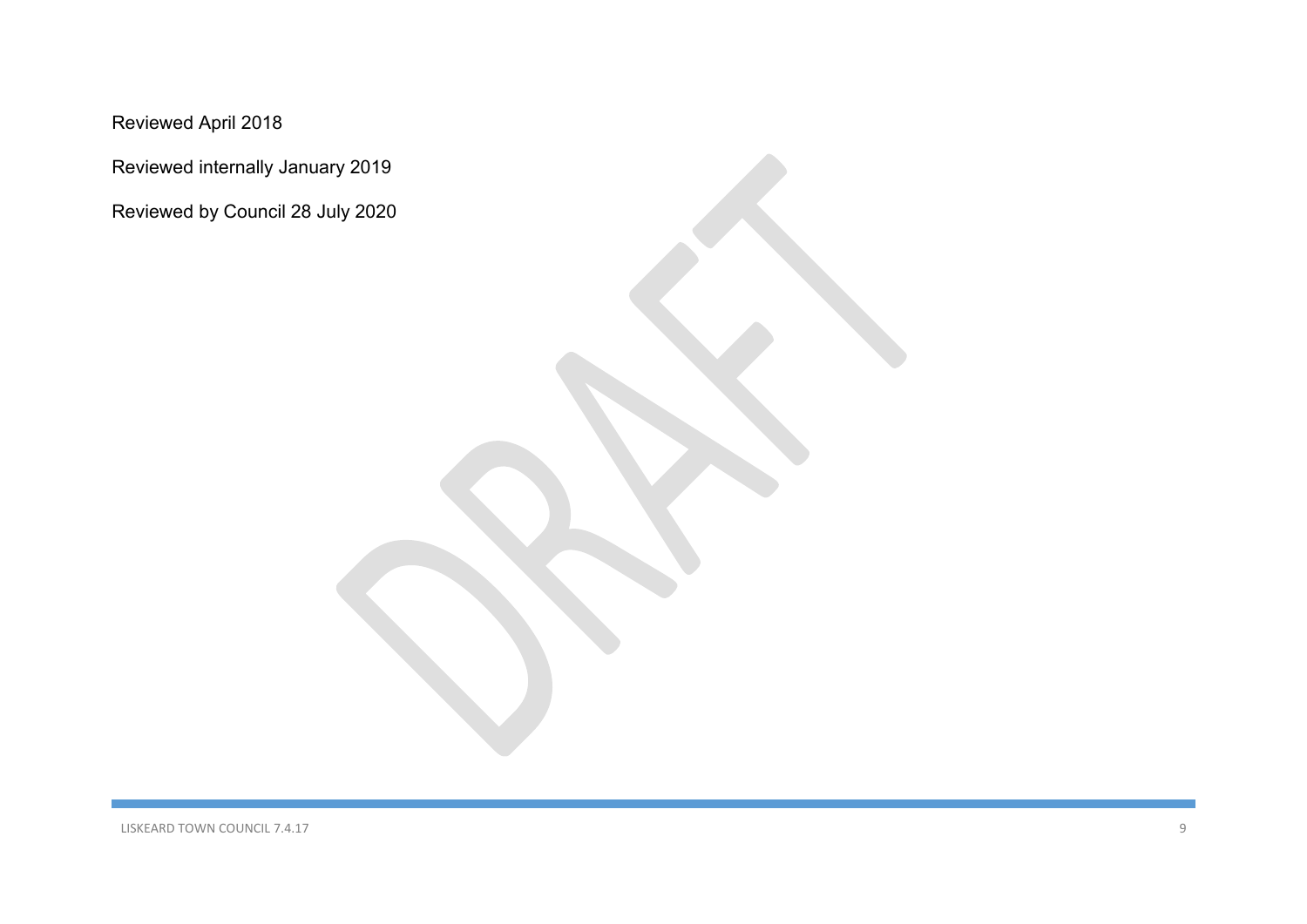Reviewed April 2018

Reviewed internally January 2019

Reviewed by Council 28 July 2020